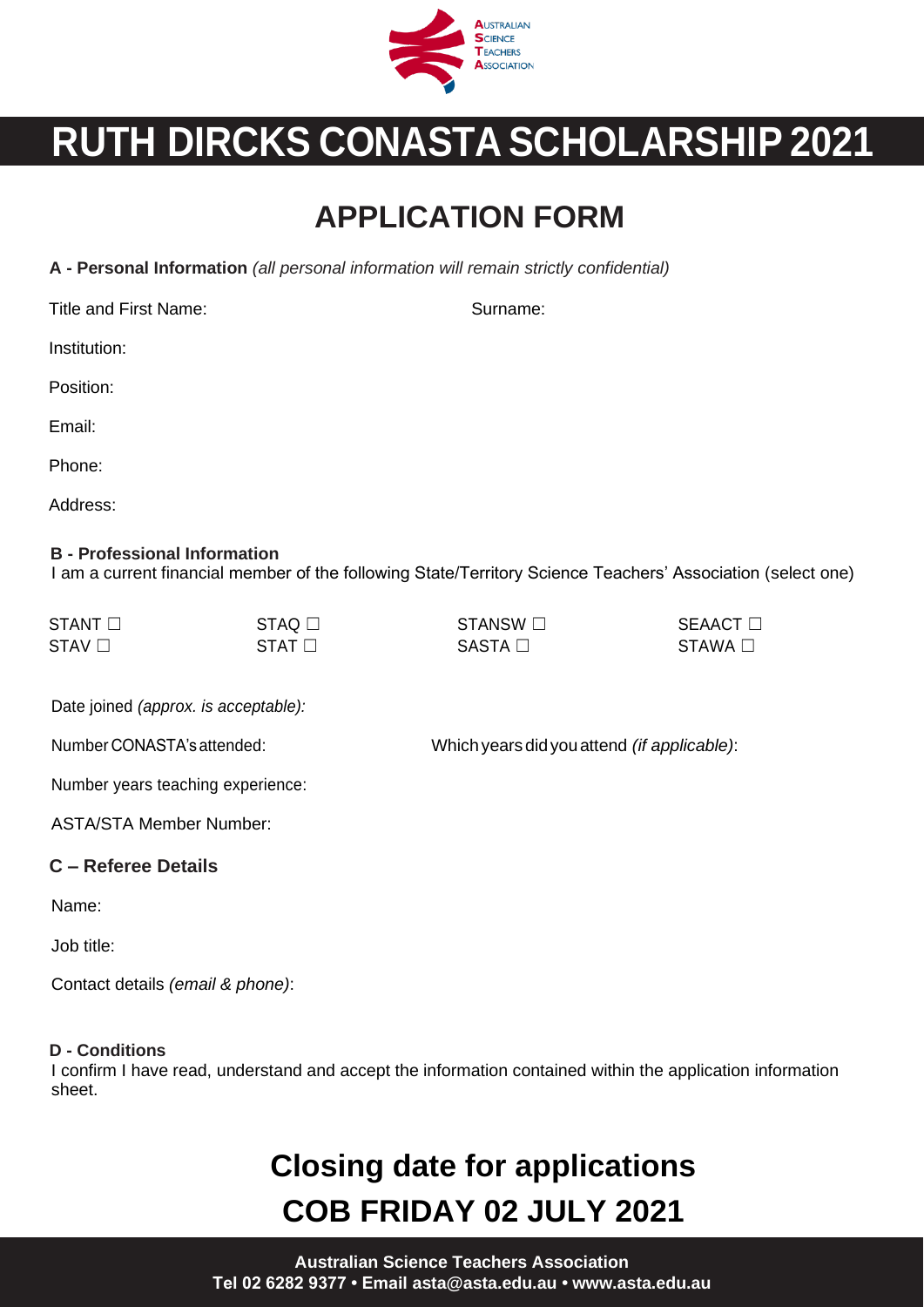AUSTRALIAN SCIENCE TEACHERS ASSOCIATION

# RUTH DIRCKS CONASTA SCHOLARSHIP 2021

## APPLICATION FORM

**A - Personal Information** *(all personal information will remain strictly confidential)*

Title and First Name: Surname:

Institution:

Position:

Email:

Phone:

Address:

**B - Professional Information**

I am a current financial member of the following State/Territory Science Teachers' Association (select one)

| | | | |
|---|---|---|---|
| STANT ☐ | STAQ ☐ | STANSW ☐ | SEAACT ☐ |
| STAV ☐ | STAT ☐ | SASTA ☐ | STAWA ☐ |

Date joined *(approx. is acceptable)*:

Number CONASTA's attended: Which years did you attend *(if applicable)*:

Number years teaching experience:

ASTA/STA Member Number:

**C – Referee Details**

Name:

Job title:

Contact details *(email & phone)*:

**D - Conditions**

I confirm I have read, understand and accept the information contained within the application information sheet.

## Closing date for applications
## COB FRIDAY 02 JULY 2021

**Australian Science Teachers Association**
**Tel 02 6282 9377 • Email asta@asta.edu.au • www.asta.edu.au**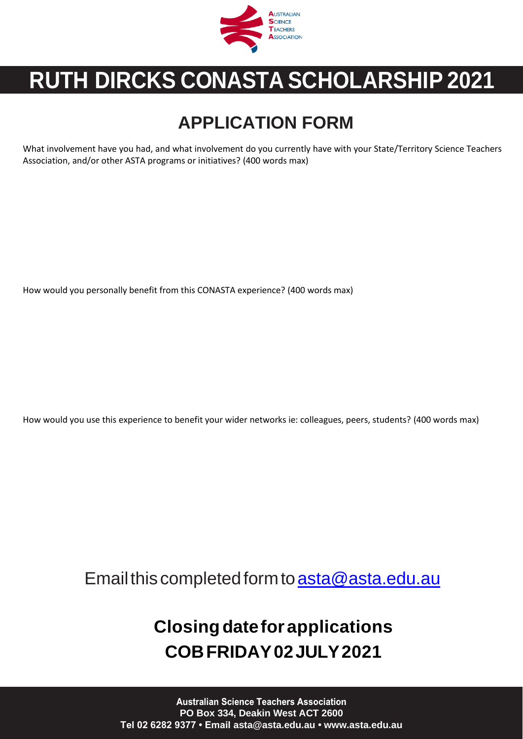# RUTH DIRCKS CONASTA SCHOLARSHIP 2021

## APPLICATION FORM

What involvement have you had, and what involvement do you currently have with your State/Territory Science Teachers Association, and/or other ASTA programs or initiatives? (400 words max)

How would you personally benefit from this CONASTA experience? (400 words max)

How would you use this experience to benefit your wider networks ie: colleagues, peers, students? (400 words max)

Email this completed form to [asta@asta.edu.au](mailto:asta@asta.edu.au)

## Closing date for applications
## COB FRIDAY 02 JULY 2021

**Australian Science Teachers Association**
**PO Box 334, Deakin West ACT 2600**
**Tel 02 6282 9377 • Email asta@asta.edu.au • www.asta.edu.au**